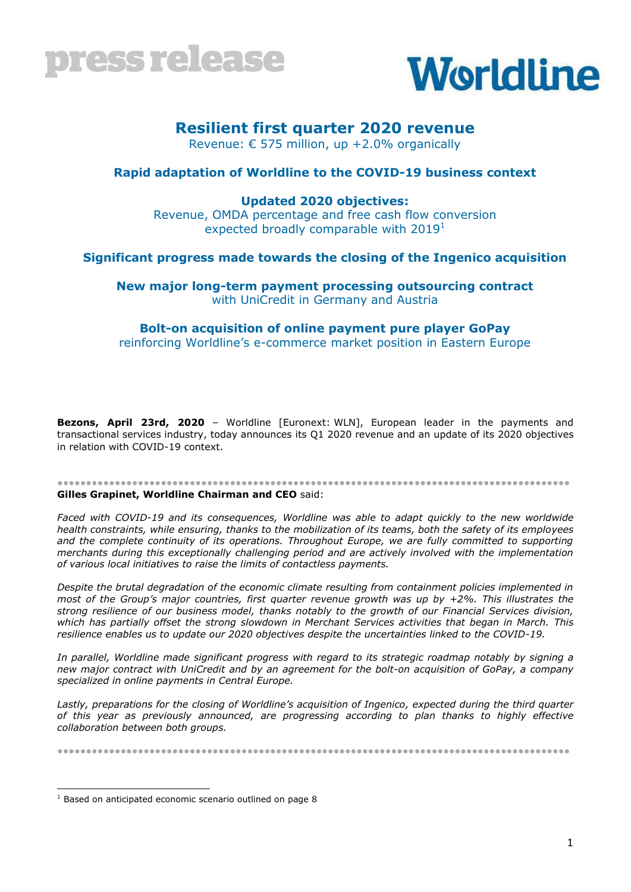press release

Worldline

# Resilient first quarter 2020 revenue

Revenue: € 575 million, up +2.0% organically

## Rapid adaptation of Worldline to the COVID-19 business context

## Updated 2020 objectives:

Revenue, OMDA percentage and free cash flow conversion expected broadly comparable with 2019[1]

## Significant progress made towards the closing of the Ingenico acquisition

## New major long-term payment processing outsourcing contract

with UniCredit in Germany and Austria

## Bolt-on acquisition of online payment pure player GoPay

reinforcing Worldline's e-commerce market position in Eastern Europe

**Bezons, April 23rd, 2020** – Worldline [Euronext: WLN], European leader in the payments and transactional services industry, today announces its Q1 2020 revenue and an update of its 2020 objectives in relation with COVID-19 context.

---

**Gilles Grapinet, Worldline Chairman and CEO** said:

*Faced with COVID-19 and its consequences, Worldline was able to adapt quickly to the new worldwide health constraints, while ensuring, thanks to the mobilization of its teams, both the safety of its employees and the complete continuity of its operations. Throughout Europe, we are fully committed to supporting merchants during this exceptionally challenging period and are actively involved with the implementation of various local initiatives to raise the limits of contactless payments.*

*Despite the brutal degradation of the economic climate resulting from containment policies implemented in most of the Group's major countries, first quarter revenue growth was up by +2%. This illustrates the strong resilience of our business model, thanks notably to the growth of our Financial Services division, which has partially offset the strong slowdown in Merchant Services activities that began in March. This resilience enables us to update our 2020 objectives despite the uncertainties linked to the COVID-19.*

*In parallel, Worldline made significant progress with regard to its strategic roadmap notably by signing a new major contract with UniCredit and by an agreement for the bolt-on acquisition of GoPay, a company specialized in online payments in Central Europe.*

*Lastly, preparations for the closing of Worldline's acquisition of Ingenico, expected during the third quarter of this year as previously announced, are progressing according to plan thanks to highly effective collaboration between both groups.*

---

[1] Based on anticipated economic scenario outlined on page 8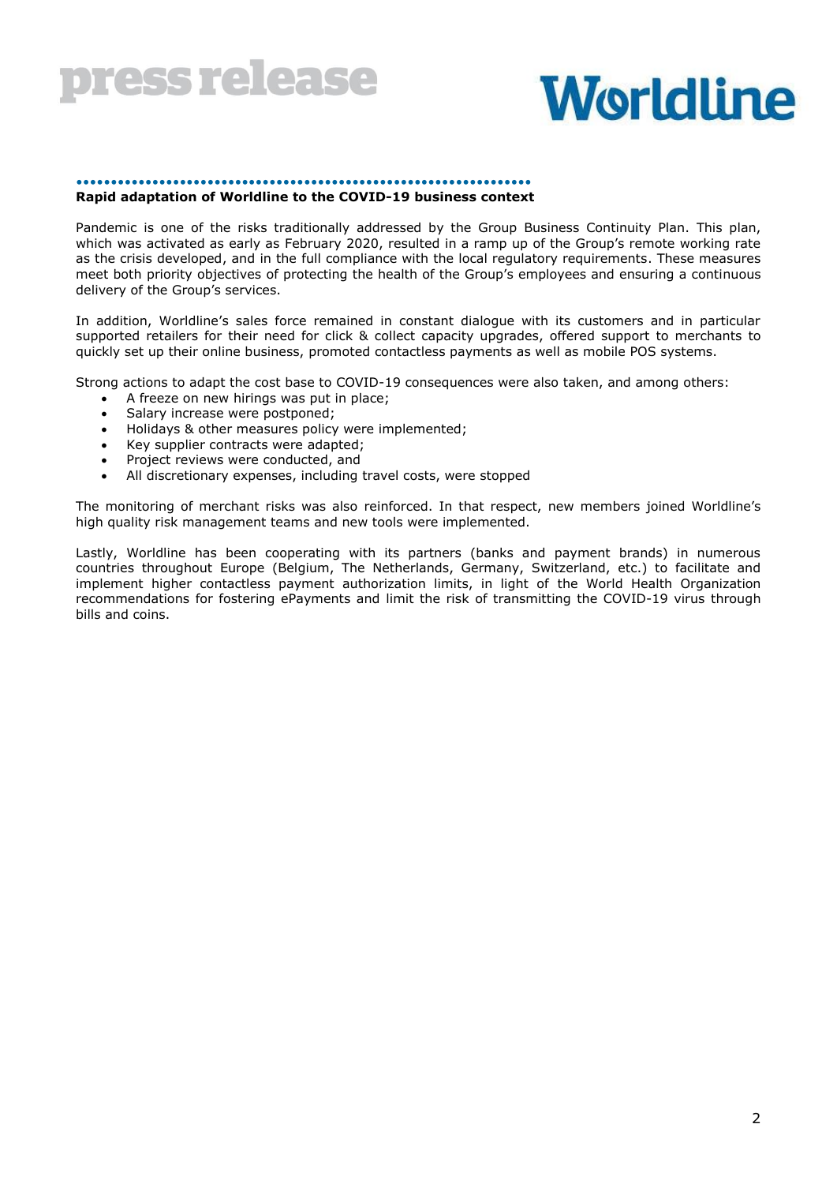**Rapid adaptation of Worldline to the COVID-19 business context**

Pandemic is one of the risks traditionally addressed by the Group Business Continuity Plan. This plan, which was activated as early as February 2020, resulted in a ramp up of the Group's remote working rate as the crisis developed, and in the full compliance with the local regulatory requirements. These measures meet both priority objectives of protecting the health of the Group's employees and ensuring a continuous delivery of the Group's services.

In addition, Worldline's sales force remained in constant dialogue with its customers and in particular supported retailers for their need for click & collect capacity upgrades, offered support to merchants to quickly set up their online business, promoted contactless payments as well as mobile POS systems.

Strong actions to adapt the cost base to COVID-19 consequences were also taken, and among others:

- A freeze on new hirings was put in place;
- Salary increase were postponed;
- Holidays & other measures policy were implemented;
- Key supplier contracts were adapted;
- Project reviews were conducted, and
- All discretionary expenses, including travel costs, were stopped

The monitoring of merchant risks was also reinforced. In that respect, new members joined Worldline's high quality risk management teams and new tools were implemented.

Lastly, Worldline has been cooperating with its partners (banks and payment brands) in numerous countries throughout Europe (Belgium, The Netherlands, Germany, Switzerland, etc.) to facilitate and implement higher contactless payment authorization limits, in light of the World Health Organization recommendations for fostering ePayments and limit the risk of transmitting the COVID-19 virus through bills and coins.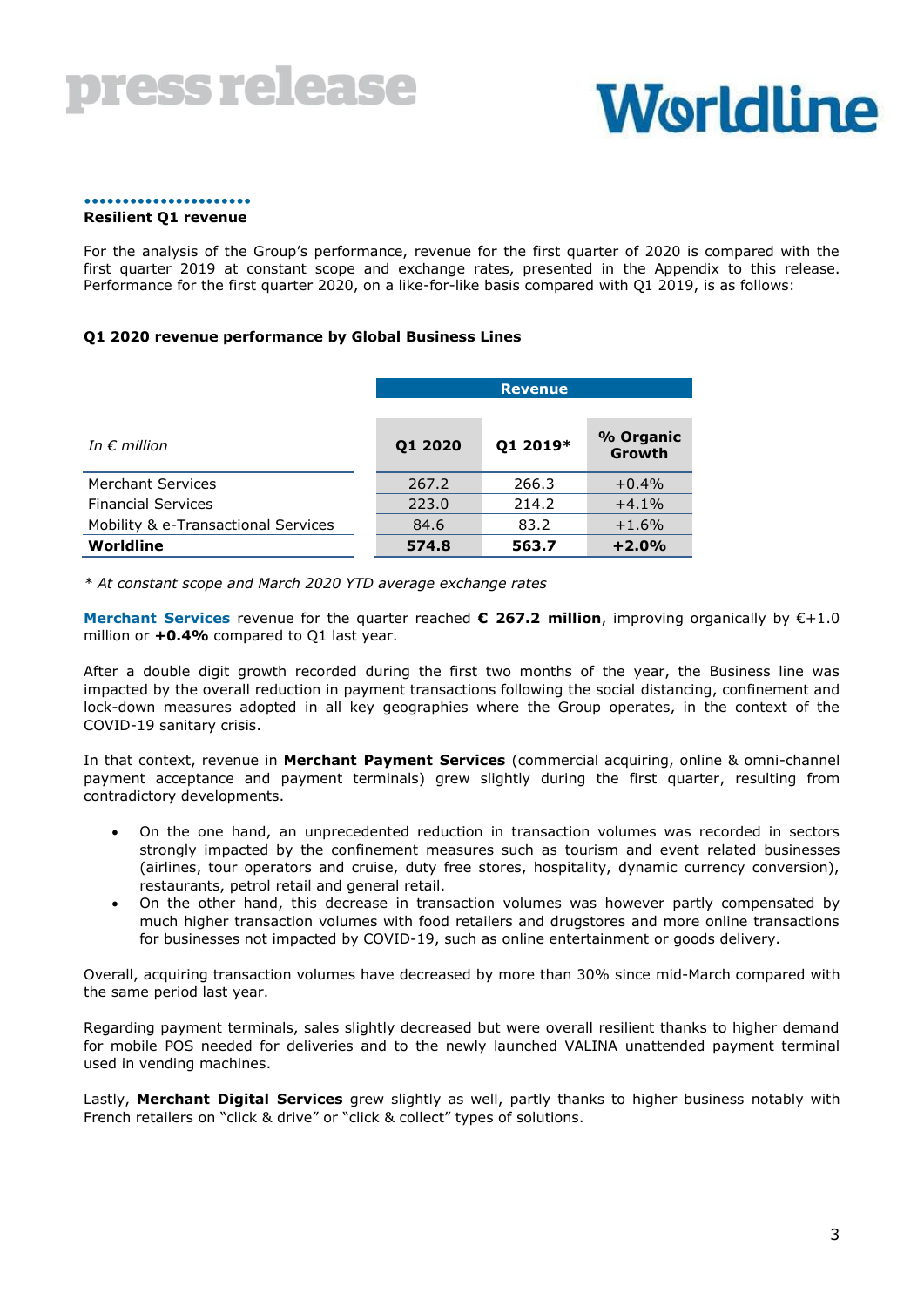## Resilient Q1 revenue

For the analysis of the Group's performance, revenue for the first quarter of 2020 is compared with the first quarter 2019 at constant scope and exchange rates, presented in the Appendix to this release. Performance for the first quarter 2020, on a like-for-like basis compared with Q1 2019, is as follows:

### Q1 2020 revenue performance by Global Business Lines

| | Revenue | | |
|---|---|---|---|
| *In € million* | **Q1 2020** | **Q1 2019*** | **% Organic Growth** |
| Merchant Services | 267.2 | 266.3 | +0.4% |
| Financial Services | 223.0 | 214.2 | +4.1% |
| Mobility & e-Transactional Services | 84.6 | 83.2 | +1.6% |
| **Worldline** | **574.8** | **563.7** | **+2.0%** |

*\* At constant scope and March 2020 YTD average exchange rates*

**Merchant Services** revenue for the quarter reached **€ 267.2 million**, improving organically by €+1.0 million or **+0.4%** compared to Q1 last year.

After a double digit growth recorded during the first two months of the year, the Business line was impacted by the overall reduction in payment transactions following the social distancing, confinement and lock-down measures adopted in all key geographies where the Group operates, in the context of the COVID-19 sanitary crisis.

In that context, revenue in **Merchant Payment Services** (commercial acquiring, online & omni-channel payment acceptance and payment terminals) grew slightly during the first quarter, resulting from contradictory developments.

- On the one hand, an unprecedented reduction in transaction volumes was recorded in sectors strongly impacted by the confinement measures such as tourism and event related businesses (airlines, tour operators and cruise, duty free stores, hospitality, dynamic currency conversion), restaurants, petrol retail and general retail.
- On the other hand, this decrease in transaction volumes was however partly compensated by much higher transaction volumes with food retailers and drugstores and more online transactions for businesses not impacted by COVID-19, such as online entertainment or goods delivery.

Overall, acquiring transaction volumes have decreased by more than 30% since mid-March compared with the same period last year.

Regarding payment terminals, sales slightly decreased but were overall resilient thanks to higher demand for mobile POS needed for deliveries and to the newly launched VALINA unattended payment terminal used in vending machines.

Lastly, **Merchant Digital Services** grew slightly as well, partly thanks to higher business notably with French retailers on "click & drive" or "click & collect" types of solutions.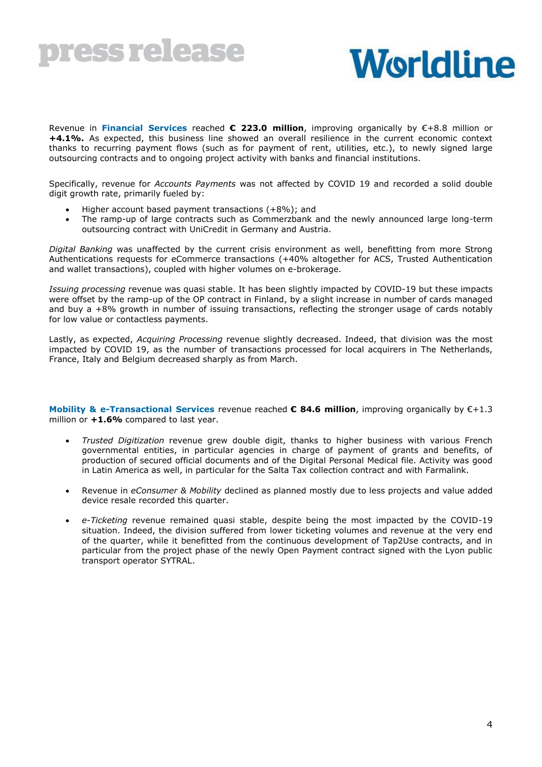Revenue in **Financial Services** reached **€ 223.0 million**, improving organically by €+8.8 million or **+4.1%.** As expected, this business line showed an overall resilience in the current economic context thanks to recurring payment flows (such as for payment of rent, utilities, etc.), to newly signed large outsourcing contracts and to ongoing project activity with banks and financial institutions.

Specifically, revenue for *Accounts Payments* was not affected by COVID 19 and recorded a solid double digit growth rate, primarily fueled by:

- Higher account based payment transactions (+8%); and
- The ramp-up of large contracts such as Commerzbank and the newly announced large long-term outsourcing contract with UniCredit in Germany and Austria.

*Digital Banking* was unaffected by the current crisis environment as well, benefitting from more Strong Authentications requests for eCommerce transactions (+40% altogether for ACS, Trusted Authentication and wallet transactions), coupled with higher volumes on e-brokerage.

*Issuing processing* revenue was quasi stable. It has been slightly impacted by COVID-19 but these impacts were offset by the ramp-up of the OP contract in Finland, by a slight increase in number of cards managed and buy a +8% growth in number of issuing transactions, reflecting the stronger usage of cards notably for low value or contactless payments.

Lastly, as expected, *Acquiring Processing* revenue slightly decreased. Indeed, that division was the most impacted by COVID 19, as the number of transactions processed for local acquirers in The Netherlands, France, Italy and Belgium decreased sharply as from March.

**Mobility & e-Transactional Services** revenue reached **€ 84.6 million**, improving organically by €+1.3 million or **+1.6%** compared to last year.

- *Trusted Digitization* revenue grew double digit, thanks to higher business with various French governmental entities, in particular agencies in charge of payment of grants and benefits, of production of secured official documents and of the Digital Personal Medical file. Activity was good in Latin America as well, in particular for the Salta Tax collection contract and with Farmalink.

- Revenue in *eConsumer & Mobility* declined as planned mostly due to less projects and value added device resale recorded this quarter.

- *e-Ticketing* revenue remained quasi stable, despite being the most impacted by the COVID-19 situation. Indeed, the division suffered from lower ticketing volumes and revenue at the very end of the quarter, while it benefitted from the continuous development of Tap2Use contracts, and in particular from the project phase of the newly Open Payment contract signed with the Lyon public transport operator SYTRAL.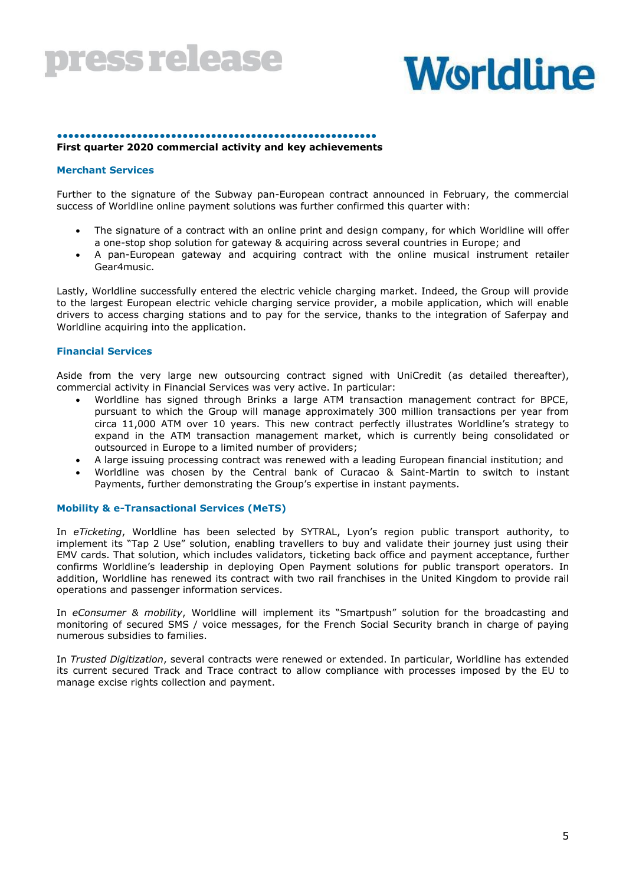## First quarter 2020 commercial activity and key achievements

### Merchant Services

Further to the signature of the Subway pan-European contract announced in February, the commercial success of Worldline online payment solutions was further confirmed this quarter with:

- The signature of a contract with an online print and design company, for which Worldline will offer a one-stop shop solution for gateway & acquiring across several countries in Europe; and
- A pan-European gateway and acquiring contract with the online musical instrument retailer Gear4music.

Lastly, Worldline successfully entered the electric vehicle charging market. Indeed, the Group will provide to the largest European electric vehicle charging service provider, a mobile application, which will enable drivers to access charging stations and to pay for the service, thanks to the integration of Saferpay and Worldline acquiring into the application.

### Financial Services

Aside from the very large new outsourcing contract signed with UniCredit (as detailed thereafter), commercial activity in Financial Services was very active. In particular:

- Worldline has signed through Brinks a large ATM transaction management contract for BPCE, pursuant to which the Group will manage approximately 300 million transactions per year from circa 11,000 ATM over 10 years. This new contract perfectly illustrates Worldline's strategy to expand in the ATM transaction management market, which is currently being consolidated or outsourced in Europe to a limited number of providers;
- A large issuing processing contract was renewed with a leading European financial institution; and
- Worldline was chosen by the Central bank of Curacao & Saint-Martin to switch to instant Payments, further demonstrating the Group's expertise in instant payments.

### Mobility & e-Transactional Services (MeTS)

In *eTicketing*, Worldline has been selected by SYTRAL, Lyon's region public transport authority, to implement its "Tap 2 Use" solution, enabling travellers to buy and validate their journey just using their EMV cards. That solution, which includes validators, ticketing back office and payment acceptance, further confirms Worldline's leadership in deploying Open Payment solutions for public transport operators. In addition, Worldline has renewed its contract with two rail franchises in the United Kingdom to provide rail operations and passenger information services.

In *eConsumer & mobility*, Worldline will implement its "Smartpush" solution for the broadcasting and monitoring of secured SMS / voice messages, for the French Social Security branch in charge of paying numerous subsidies to families.

In *Trusted Digitization*, several contracts were renewed or extended. In particular, Worldline has extended its current secured Track and Trace contract to allow compliance with processes imposed by the EU to manage excise rights collection and payment.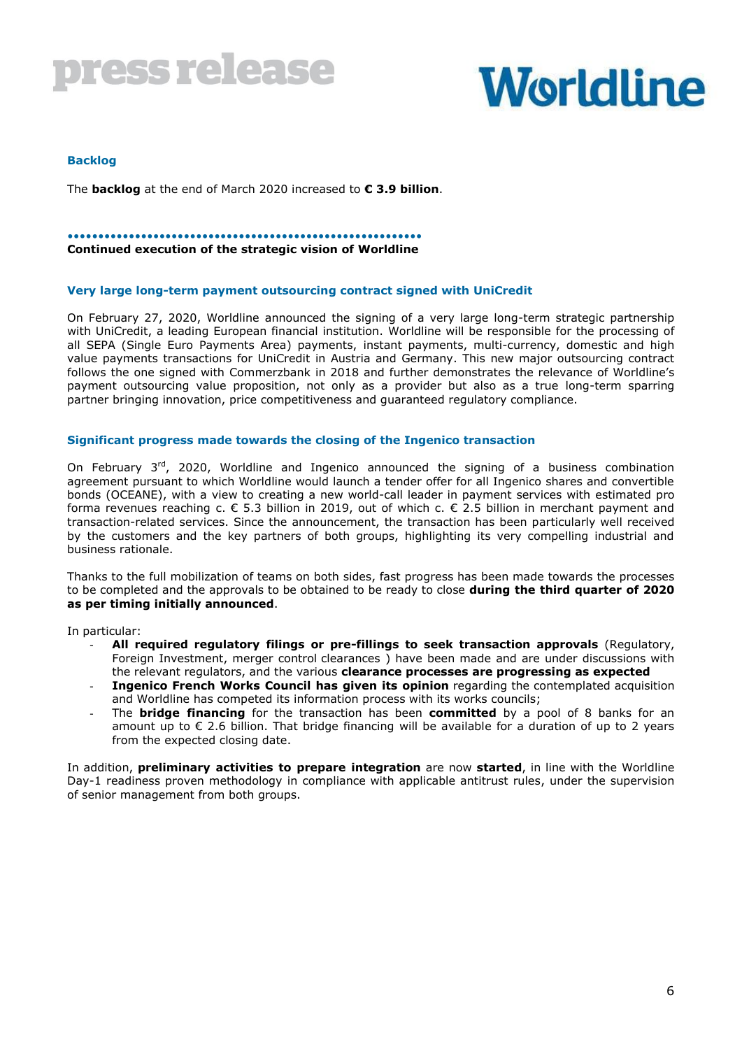### Backlog

The **backlog** at the end of March 2020 increased to **€ 3.9 billion**.

## Continued execution of the strategic vision of Worldline

### Very large long-term payment outsourcing contract signed with UniCredit

On February 27, 2020, Worldline announced the signing of a very large long-term strategic partnership with UniCredit, a leading European financial institution. Worldline will be responsible for the processing of all SEPA (Single Euro Payments Area) payments, instant payments, multi-currency, domestic and high value payments transactions for UniCredit in Austria and Germany. This new major outsourcing contract follows the one signed with Commerzbank in 2018 and further demonstrates the relevance of Worldline's payment outsourcing value proposition, not only as a provider but also as a true long-term sparring partner bringing innovation, price competitiveness and guaranteed regulatory compliance.

### Significant progress made towards the closing of the Ingenico transaction

On February 3rd, 2020, Worldline and Ingenico announced the signing of a business combination agreement pursuant to which Worldline would launch a tender offer for all Ingenico shares and convertible bonds (OCEANE), with a view to creating a new world-call leader in payment services with estimated pro forma revenues reaching c. € 5.3 billion in 2019, out of which c. € 2.5 billion in merchant payment and transaction-related services. Since the announcement, the transaction has been particularly well received by the customers and the key partners of both groups, highlighting its very compelling industrial and business rationale.

Thanks to the full mobilization of teams on both sides, fast progress has been made towards the processes to be completed and the approvals to be obtained to be ready to close **during the third quarter of 2020 as per timing initially announced**.

In particular:

- **All required regulatory filings or pre-fillings to seek transaction approvals** (Regulatory, Foreign Investment, merger control clearances ) have been made and are under discussions with the relevant regulators, and the various **clearance processes are progressing as expected**
- **Ingenico French Works Council has given its opinion** regarding the contemplated acquisition and Worldline has competed its information process with its works councils;
- The **bridge financing** for the transaction has been **committed** by a pool of 8 banks for an amount up to € 2.6 billion. That bridge financing will be available for a duration of up to 2 years from the expected closing date.

In addition, **preliminary activities to prepare integration** are now **started**, in line with the Worldline Day-1 readiness proven methodology in compliance with applicable antitrust rules, under the supervision of senior management from both groups.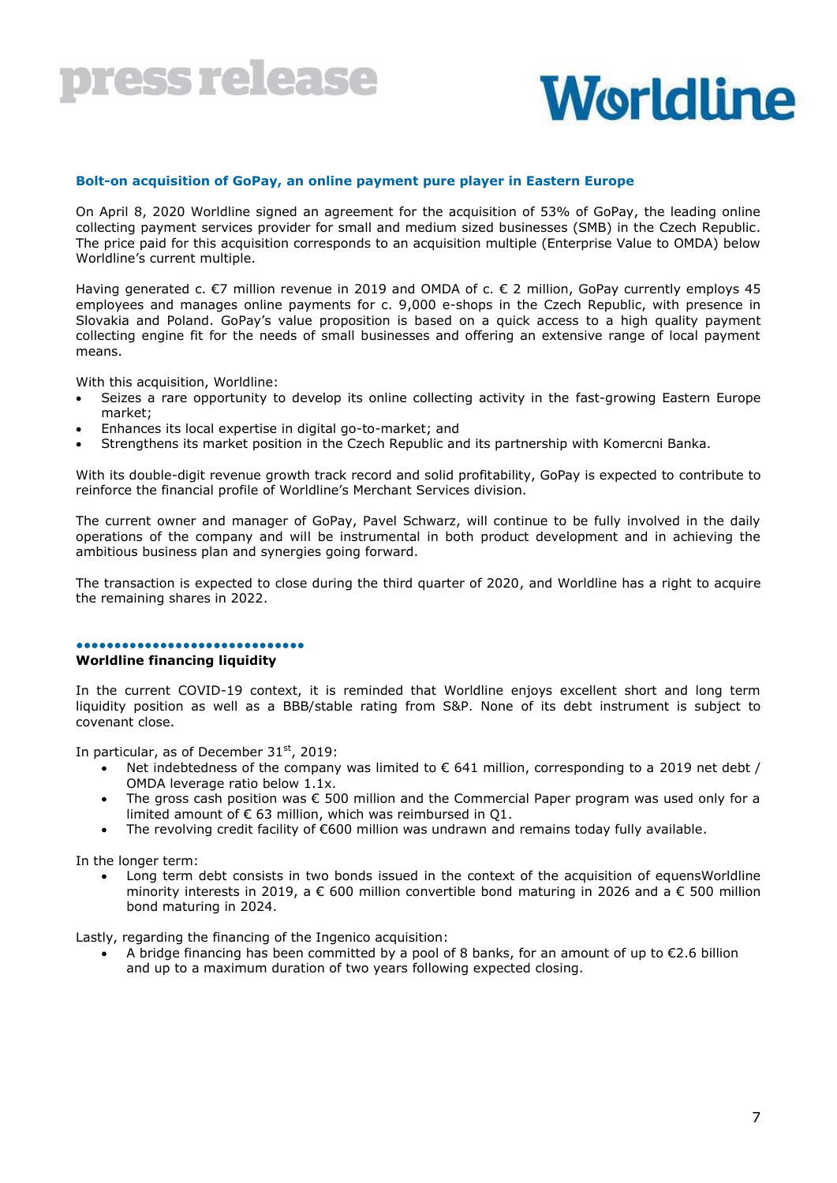## Bolt-on acquisition of GoPay, an online payment pure player in Eastern Europe

On April 8, 2020 Worldline signed an agreement for the acquisition of 53% of GoPay, the leading online collecting payment services provider for small and medium sized businesses (SMB) in the Czech Republic. The price paid for this acquisition corresponds to an acquisition multiple (Enterprise Value to OMDA) below Worldline's current multiple.

Having generated c. €7 million revenue in 2019 and OMDA of c. € 2 million, GoPay currently employs 45 employees and manages online payments for c. 9,000 e-shops in the Czech Republic, with presence in Slovakia and Poland. GoPay's value proposition is based on a quick access to a high quality payment collecting engine fit for the needs of small businesses and offering an extensive range of local payment means.

With this acquisition, Worldline:

- Seizes a rare opportunity to develop its online collecting activity in the fast-growing Eastern Europe market;
- Enhances its local expertise in digital go-to-market; and
- Strengthens its market position in the Czech Republic and its partnership with Komercni Banka.

With its double-digit revenue growth track record and solid profitability, GoPay is expected to contribute to reinforce the financial profile of Worldline's Merchant Services division.

The current owner and manager of GoPay, Pavel Schwarz, will continue to be fully involved in the daily operations of the company and will be instrumental in both product development and in achieving the ambitious business plan and synergies going forward.

The transaction is expected to close during the third quarter of 2020, and Worldline has a right to acquire the remaining shares in 2022.

## Worldline financing liquidity

In the current COVID-19 context, it is reminded that Worldline enjoys excellent short and long term liquidity position as well as a BBB/stable rating from S&P. None of its debt instrument is subject to covenant close.

In particular, as of December 31st, 2019:

- Net indebtedness of the company was limited to € 641 million, corresponding to a 2019 net debt / OMDA leverage ratio below 1.1x.
- The gross cash position was € 500 million and the Commercial Paper program was used only for a limited amount of € 63 million, which was reimbursed in Q1.
- The revolving credit facility of €600 million was undrawn and remains today fully available.

In the longer term:

- Long term debt consists in two bonds issued in the context of the acquisition of equensWorldline minority interests in 2019, a € 600 million convertible bond maturing in 2026 and a € 500 million bond maturing in 2024.

Lastly, regarding the financing of the Ingenico acquisition:

- A bridge financing has been committed by a pool of 8 banks, for an amount of up to €2.6 billion and up to a maximum duration of two years following expected closing.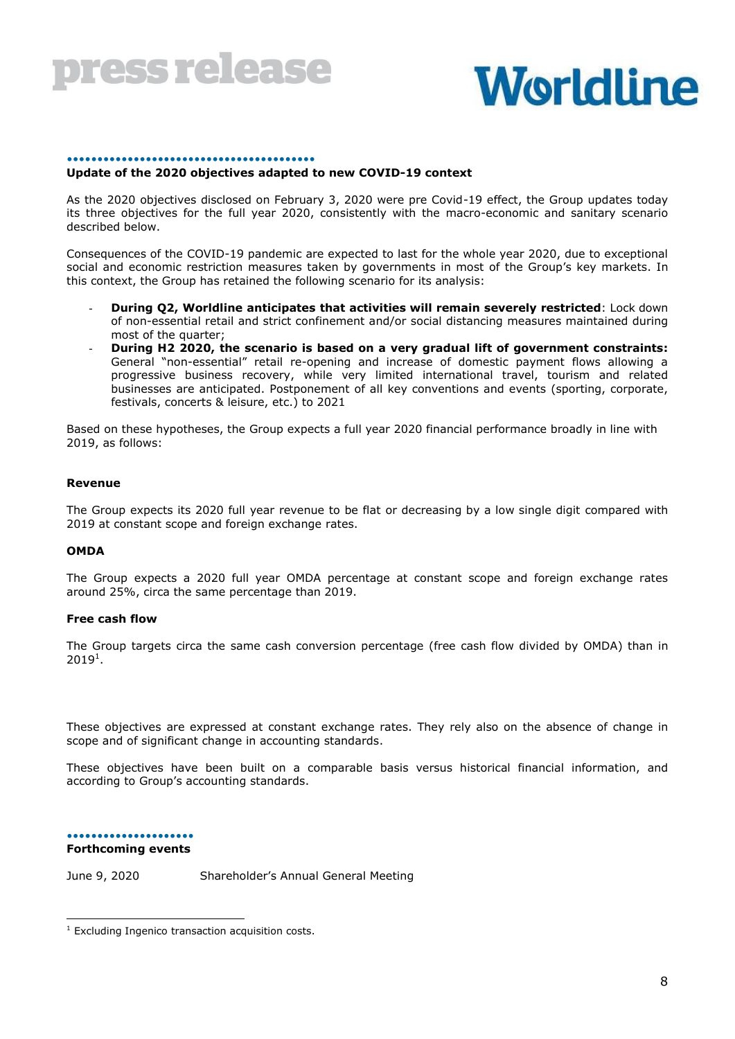## Update of the 2020 objectives adapted to new COVID-19 context

As the 2020 objectives disclosed on February 3, 2020 were pre Covid-19 effect, the Group updates today its three objectives for the full year 2020, consistently with the macro-economic and sanitary scenario described below.

Consequences of the COVID-19 pandemic are expected to last for the whole year 2020, due to exceptional social and economic restriction measures taken by governments in most of the Group's key markets. In this context, the Group has retained the following scenario for its analysis:

- **During Q2, Worldline anticipates that activities will remain severely restricted**: Lock down of non-essential retail and strict confinement and/or social distancing measures maintained during most of the quarter;
- **During H2 2020, the scenario is based on a very gradual lift of government constraints:** General "non-essential" retail re-opening and increase of domestic payment flows allowing a progressive business recovery, while very limited international travel, tourism and related businesses are anticipated. Postponement of all key conventions and events (sporting, corporate, festivals, concerts & leisure, etc.) to 2021

Based on these hypotheses, the Group expects a full year 2020 financial performance broadly in line with 2019, as follows:

### Revenue

The Group expects its 2020 full year revenue to be flat or decreasing by a low single digit compared with 2019 at constant scope and foreign exchange rates.

### OMDA

The Group expects a 2020 full year OMDA percentage at constant scope and foreign exchange rates around 25%, circa the same percentage than 2019.

### Free cash flow

The Group targets circa the same cash conversion percentage (free cash flow divided by OMDA) than in 2019[1].

These objectives are expressed at constant exchange rates. They rely also on the absence of change in scope and of significant change in accounting standards.

These objectives have been built on a comparable basis versus historical financial information, and according to Group's accounting standards.

## Forthcoming events

June 9, 2020 Shareholder's Annual General Meeting

[1] Excluding Ingenico transaction acquisition costs.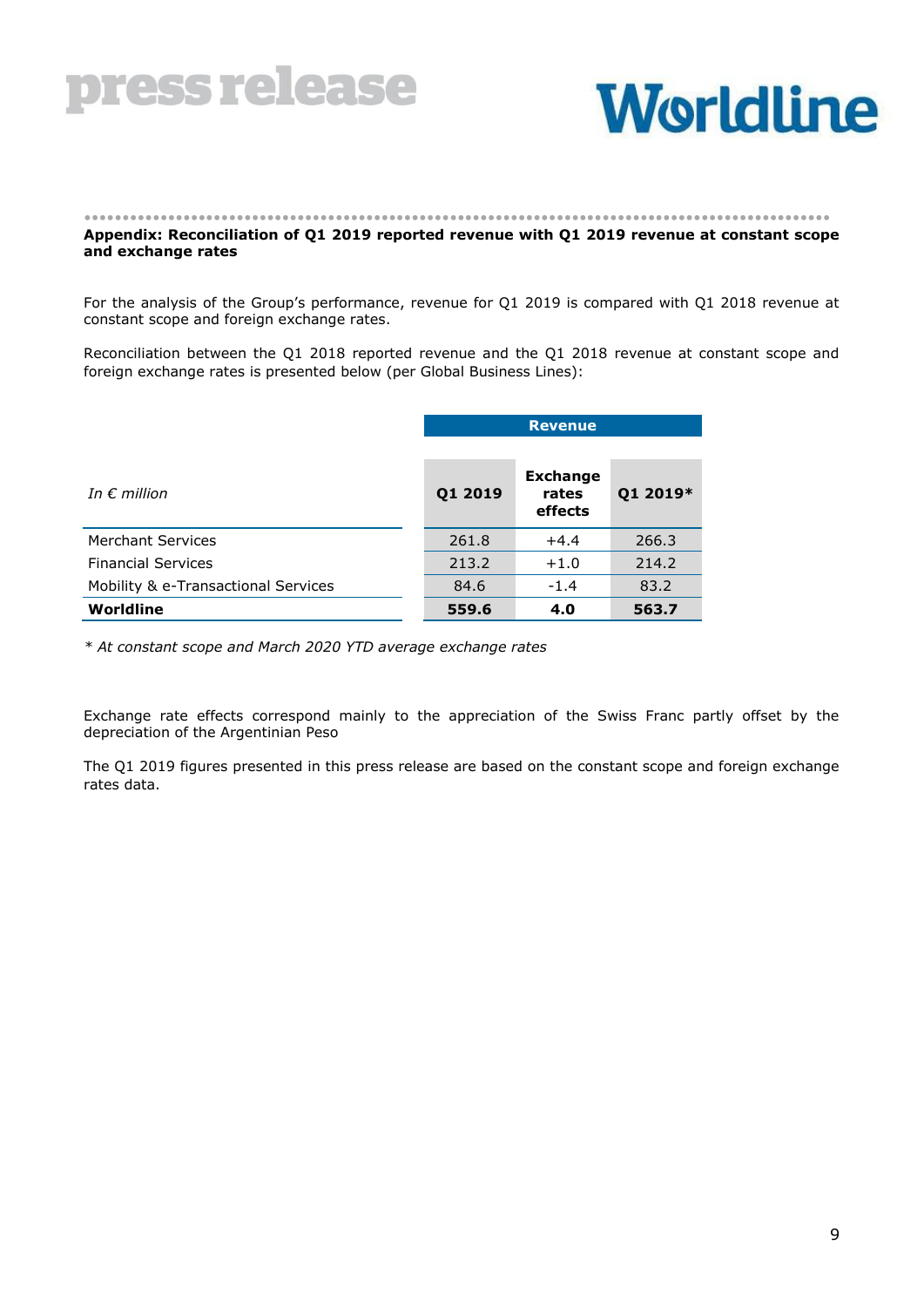**Appendix: Reconciliation of Q1 2019 reported revenue with Q1 2019 revenue at constant scope and exchange rates**

For the analysis of the Group's performance, revenue for Q1 2019 is compared with Q1 2018 revenue at constant scope and foreign exchange rates.

Reconciliation between the Q1 2018 reported revenue and the Q1 2018 revenue at constant scope and foreign exchange rates is presented below (per Global Business Lines):

| | Revenue | | |
|---|---|---|---|
| *In € million* | **Q1 2019** | **Exchange rates effects** | **Q1 2019*** |
| Merchant Services | 261.8 | +4.4 | 266.3 |
| Financial Services | 213.2 | +1.0 | 214.2 |
| Mobility & e-Transactional Services | 84.6 | -1.4 | 83.2 |
| **Worldline** | **559.6** | **4.0** | **563.7** |

*\* At constant scope and March 2020 YTD average exchange rates*

Exchange rate effects correspond mainly to the appreciation of the Swiss Franc partly offset by the depreciation of the Argentinian Peso

The Q1 2019 figures presented in this press release are based on the constant scope and foreign exchange rates data.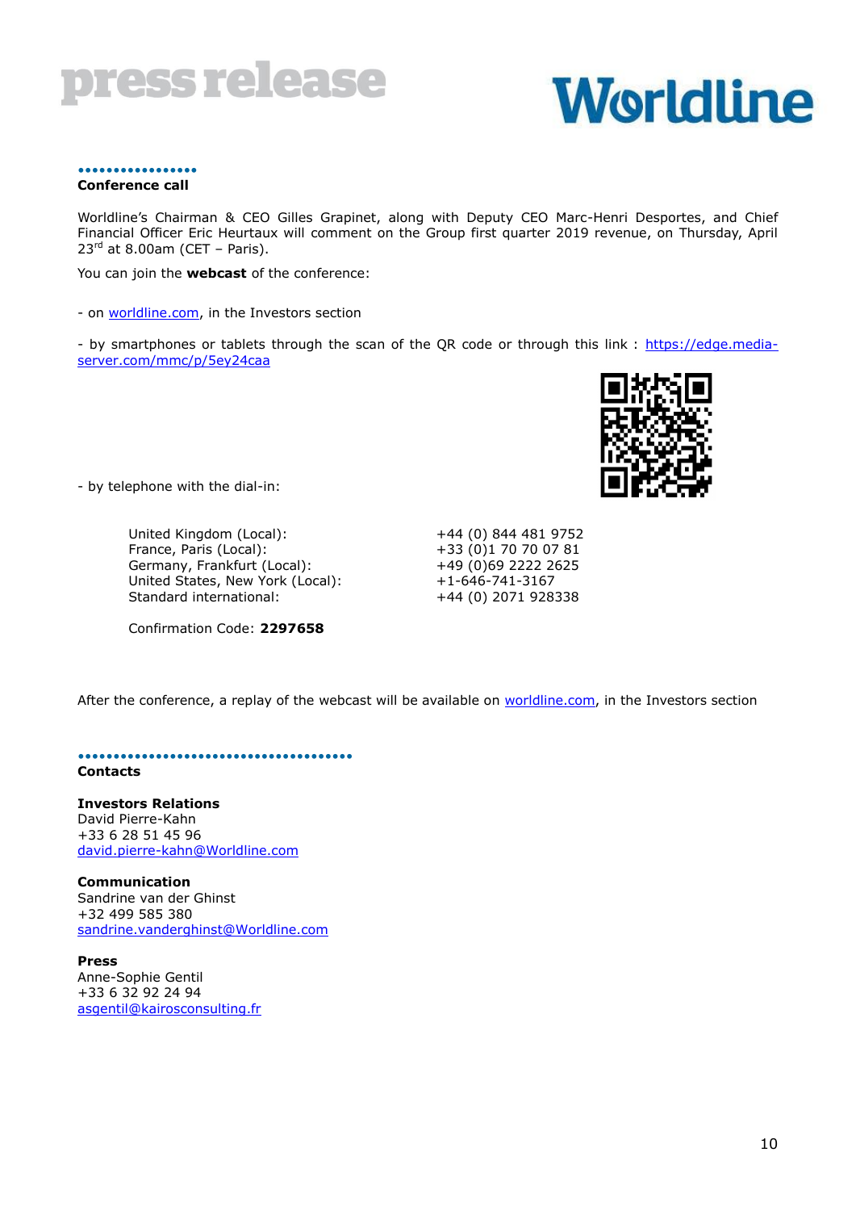## Conference call

Worldline's Chairman & CEO Gilles Grapinet, along with Deputy CEO Marc-Henri Desportes, and Chief Financial Officer Eric Heurtaux will comment on the Group first quarter 2019 revenue, on Thursday, April 23rd at 8.00am (CET – Paris).

You can join the **webcast** of the conference:

- on worldline.com, in the Investors section

- by smartphones or tablets through the scan of the QR code or through this link : https://edge.media-server.com/mmc/p/5ey24caa

- by telephone with the dial-in:

| | |
|---|---|
| United Kingdom (Local): | +44 (0) 844 481 9752 |
| France, Paris (Local): | +33 (0)1 70 70 07 81 |
| Germany, Frankfurt (Local): | +49 (0)69 2222 2625 |
| United States, New York (Local): | +1-646-741-3167 |
| Standard international: | +44 (0) 2071 928338 |

Confirmation Code: **2297658**

After the conference, a replay of the webcast will be available on worldline.com, in the Investors section

## Contacts

**Investors Relations**
David Pierre-Kahn
+33 6 28 51 45 96
david.pierre-kahn@Worldline.com

**Communication**
Sandrine van der Ghinst
+32 499 585 380
sandrine.vanderghinst@Worldline.com

**Press**
Anne-Sophie Gentil
+33 6 32 92 24 94
asgentil@kairosconsulting.fr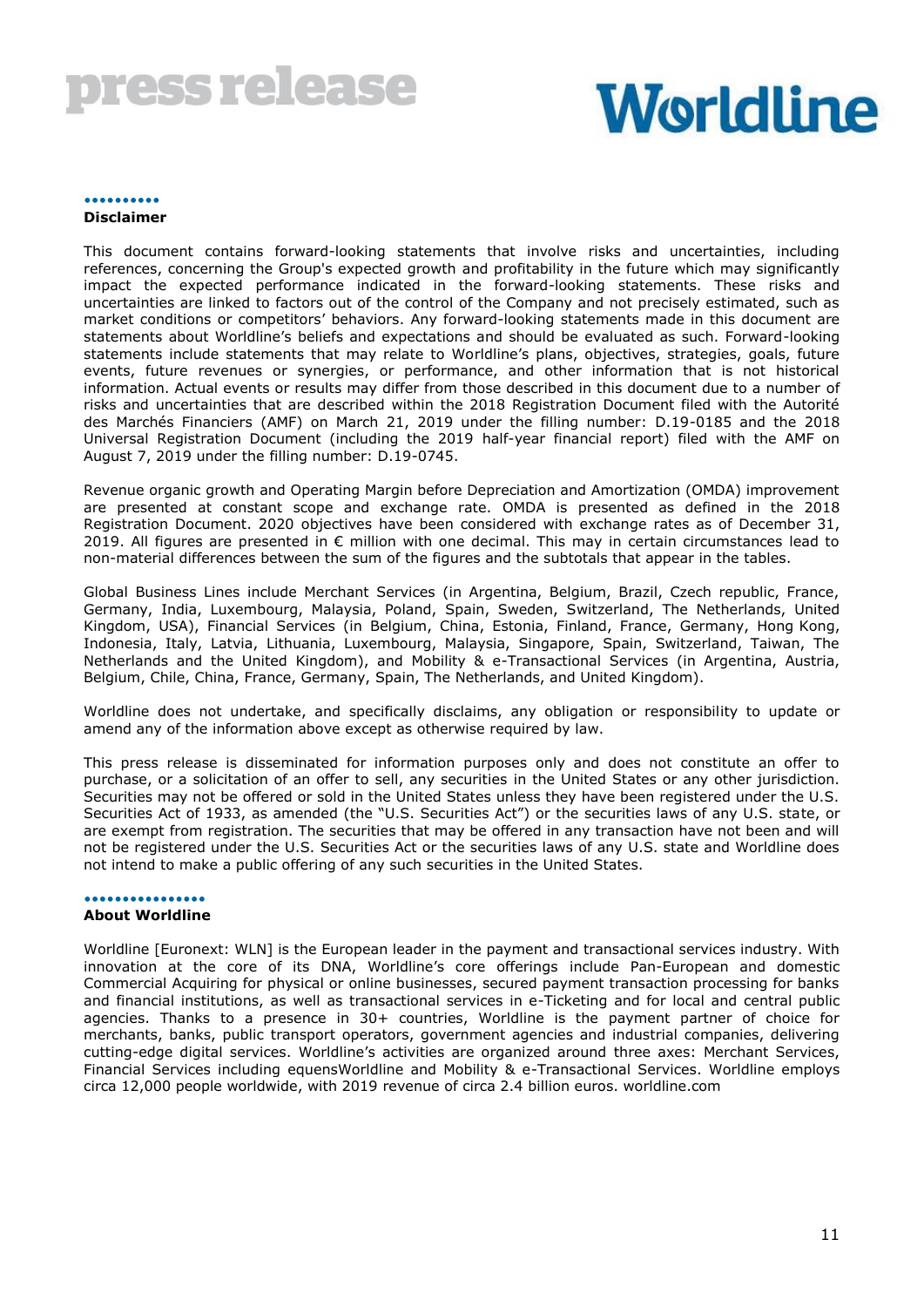## Disclaimer

This document contains forward-looking statements that involve risks and uncertainties, including references, concerning the Group's expected growth and profitability in the future which may significantly impact the expected performance indicated in the forward-looking statements. These risks and uncertainties are linked to factors out of the control of the Company and not precisely estimated, such as market conditions or competitors' behaviors. Any forward-looking statements made in this document are statements about Worldline's beliefs and expectations and should be evaluated as such. Forward-looking statements include statements that may relate to Worldline's plans, objectives, strategies, goals, future events, future revenues or synergies, or performance, and other information that is not historical information. Actual events or results may differ from those described in this document due to a number of risks and uncertainties that are described within the 2018 Registration Document filed with the Autorité des Marchés Financiers (AMF) on March 21, 2019 under the filling number: D.19-0185 and the 2018 Universal Registration Document (including the 2019 half-year financial report) filed with the AMF on August 7, 2019 under the filling number: D.19-0745.

Revenue organic growth and Operating Margin before Depreciation and Amortization (OMDA) improvement are presented at constant scope and exchange rate. OMDA is presented as defined in the 2018 Registration Document. 2020 objectives have been considered with exchange rates as of December 31, 2019. All figures are presented in € million with one decimal. This may in certain circumstances lead to non-material differences between the sum of the figures and the subtotals that appear in the tables.

Global Business Lines include Merchant Services (in Argentina, Belgium, Brazil, Czech republic, France, Germany, India, Luxembourg, Malaysia, Poland, Spain, Sweden, Switzerland, The Netherlands, United Kingdom, USA), Financial Services (in Belgium, China, Estonia, Finland, France, Germany, Hong Kong, Indonesia, Italy, Latvia, Lithuania, Luxembourg, Malaysia, Singapore, Spain, Switzerland, Taiwan, The Netherlands and the United Kingdom), and Mobility & e-Transactional Services (in Argentina, Austria, Belgium, Chile, China, France, Germany, Spain, The Netherlands, and United Kingdom).

Worldline does not undertake, and specifically disclaims, any obligation or responsibility to update or amend any of the information above except as otherwise required by law.

This press release is disseminated for information purposes only and does not constitute an offer to purchase, or a solicitation of an offer to sell, any securities in the United States or any other jurisdiction. Securities may not be offered or sold in the United States unless they have been registered under the U.S. Securities Act of 1933, as amended (the "U.S. Securities Act") or the securities laws of any U.S. state, or are exempt from registration. The securities that may be offered in any transaction have not been and will not be registered under the U.S. Securities Act or the securities laws of any U.S. state and Worldline does not intend to make a public offering of any such securities in the United States.

## About Worldline

Worldline [Euronext: WLN] is the European leader in the payment and transactional services industry. With innovation at the core of its DNA, Worldline's core offerings include Pan-European and domestic Commercial Acquiring for physical or online businesses, secured payment transaction processing for banks and financial institutions, as well as transactional services in e-Ticketing and for local and central public agencies. Thanks to a presence in 30+ countries, Worldline is the payment partner of choice for merchants, banks, public transport operators, government agencies and industrial companies, delivering cutting-edge digital services. Worldline's activities are organized around three axes: Merchant Services, Financial Services including equensWorldline and Mobility & e-Transactional Services. Worldline employs circa 12,000 people worldwide, with 2019 revenue of circa 2.4 billion euros. worldline.com